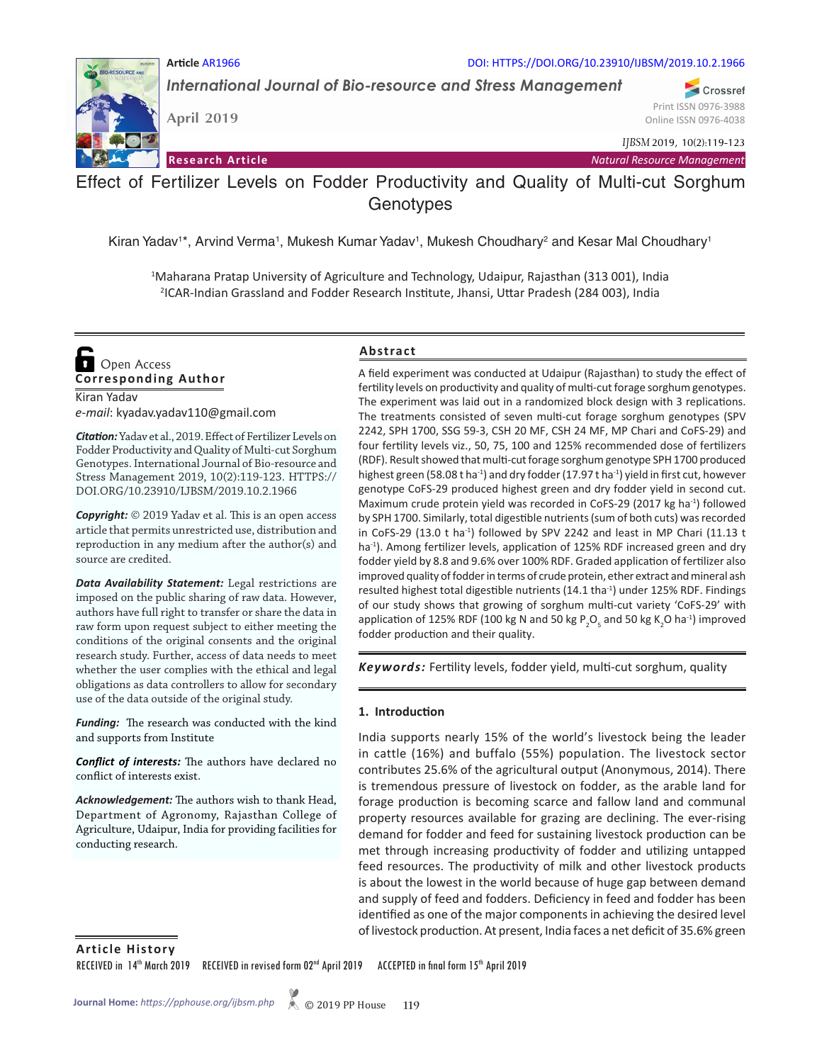Article AR1966

DOI: HTTPS://DOI.ORG/10.23910/IJBSM/2019.10.2.1966

*International Journal of Bio-resource and Stress Management*

April 2019

Print ISSN 0976-3988
Online ISSN 0976-4038

*IJBSM* 2019, 10(2):119-123

**Research Article** — *Natural Resource Management*

# Effect of Fertilizer Levels on Fodder Productivity and Quality of Multi-cut Sorghum Genotypes

Kiran Yadav[1]*, Arvind Verma[1], Mukesh Kumar Yadav[1], Mukesh Choudhary[2] and Kesar Mal Choudhary[1]

[1]Maharana Pratap University of Agriculture and Technology, Udaipur, Rajasthan (313 001), India
[2]ICAR-Indian Grassland and Fodder Research Institute, Jhansi, Uttar Pradesh (284 003), India

Open Access

**Corresponding Author**

Kiran Yadav
*e-mail*: kyadav.yadav110@gmail.com

***Citation:*** Yadav et al., 2019. Effect of Fertilizer Levels on Fodder Productivity and Quality of Multi-cut Sorghum Genotypes. International Journal of Bio-resource and Stress Management 2019, 10(2):119-123. HTTPS://DOI.ORG/10.23910/IJBSM/2019.10.2.1966

***Copyright:*** © 2019 Yadav et al. This is an open access article that permits unrestricted use, distribution and reproduction in any medium after the author(s) and source are credited.

***Data Availability Statement:*** Legal restrictions are imposed on the public sharing of raw data. However, authors have full right to transfer or share the data in raw form upon request subject to either meeting the conditions of the original consents and the original research study. Further, access of data needs to meet whether the user complies with the ethical and legal obligations as data controllers to allow for secondary use of the data outside of the original study.

***Funding:*** The research was conducted with the kind and supports from Institute

***Conflict of interests:*** The authors have declared no conflict of interests exist.

***Acknowledgement:*** The authors wish to thank Head, Department of Agronomy, Rajasthan College of Agriculture, Udaipur, India for providing facilities for conducting research.

## Abstract

A field experiment was conducted at Udaipur (Rajasthan) to study the effect of fertility levels on productivity and quality of multi-cut forage sorghum genotypes. The experiment was laid out in a randomized block design with 3 replications. The treatments consisted of seven multi-cut forage sorghum genotypes (SPV 2242, SPH 1700, SSG 59-3, CSH 20 MF, CSH 24 MF, MP Chari and CoFS-29) and four fertility levels viz., 50, 75, 100 and 125% recommended dose of fertilizers (RDF). Result showed that multi-cut forage sorghum genotype SPH 1700 produced highest green (58.08 t ha$^{-1}$) and dry fodder (17.97 t ha$^{-1}$) yield in first cut, however genotype CoFS-29 produced highest green and dry fodder yield in second cut. Maximum crude protein yield was recorded in CoFS-29 (2017 kg ha$^{-1}$) followed by SPH 1700. Similarly, total digestible nutrients (sum of both cuts) was recorded in CoFS-29 (13.0 t ha$^{-1}$) followed by SPV 2242 and least in MP Chari (11.13 t ha$^{-1}$). Among fertilizer levels, application of 125% RDF increased green and dry fodder yield by 8.8 and 9.6% over 100% RDF. Graded application of fertilizer also improved quality of fodder in terms of crude protein, ether extract and mineral ash resulted highest total digestible nutrients (14.1 tha$^{-1}$) under 125% RDF. Findings of our study shows that growing of sorghum multi-cut variety 'CoFS-29' with application of 125% RDF (100 kg N and 50 kg $P_2O_5$ and 50 kg $K_2O$ ha$^{-1}$) improved fodder production and their quality.

***Keywords:*** Fertility levels, fodder yield, multi-cut sorghum, quality

## 1. Introduction

India supports nearly 15% of the world's livestock being the leader in cattle (16%) and buffalo (55%) population. The livestock sector contributes 25.6% of the agricultural output (Anonymous, 2014). There is tremendous pressure of livestock on fodder, as the arable land for forage production is becoming scarce and fallow land and communal property resources available for grazing are declining. The ever-rising demand for fodder and feed for sustaining livestock production can be met through increasing productivity of fodder and utilizing untapped feed resources. The productivity of milk and other livestock products is about the lowest in the world because of huge gap between demand and supply of feed and fodders. Deficiency in feed and fodder has been identified as one of the major components in achieving the desired level of livestock production. At present, India faces a net deficit of 35.6% green

**Article History**

RECEIVED in 14th March 2019 RECEIVED in revised form 02nd April 2019 ACCEPTED in final form 15th April 2019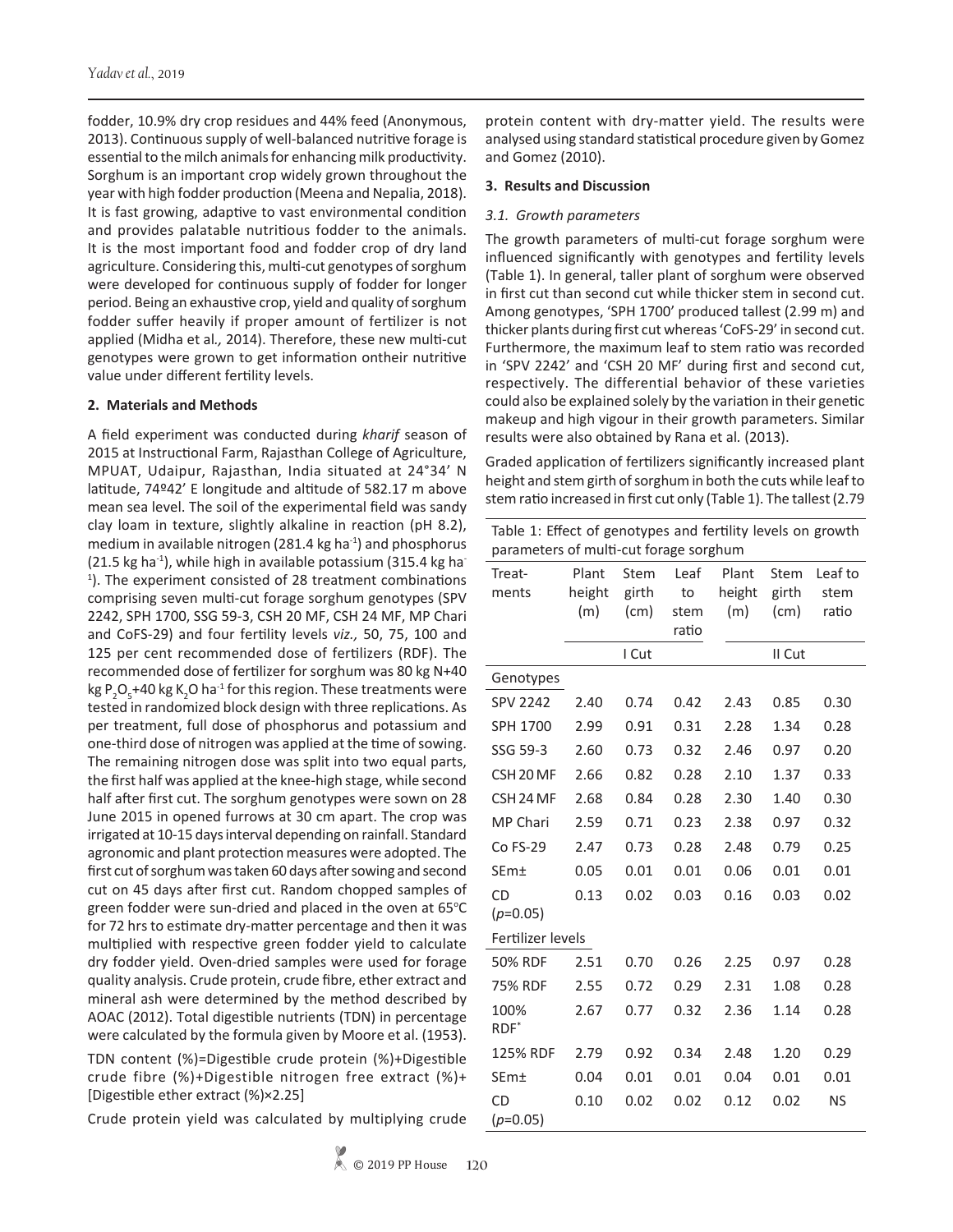fodder, 10.9% dry crop residues and 44% feed (Anonymous, 2013). Continuous supply of well-balanced nutritive forage is essential to the milch animals for enhancing milk productivity. Sorghum is an important crop widely grown throughout the year with high fodder production (Meena and Nepalia, 2018). It is fast growing, adaptive to vast environmental condition and provides palatable nutritious fodder to the animals. It is the most important food and fodder crop of dry land agriculture. Considering this, multi-cut genotypes of sorghum were developed for continuous supply of fodder for longer period. Being an exhaustive crop, yield and quality of sorghum fodder suffer heavily if proper amount of fertilizer is not applied (Midha et al*.,* 2014). Therefore, these new multi-cut genotypes were grown to get information ontheir nutritive value under different fertility levels.

## 2. Materials and Methods

A field experiment was conducted during *kharif* season of 2015 at Instructional Farm, Rajasthan College of Agriculture, MPUAT, Udaipur, Rajasthan, India situated at 24°34' N latitude, 74º42' E longitude and altitude of 582.17 m above mean sea level. The soil of the experimental field was sandy clay loam in texture, slightly alkaline in reaction (pH 8.2), medium in available nitrogen (281.4 kg ha$^{-1}$) and phosphorus (21.5 kg ha$^{-1}$), while high in available potassium (315.4 kg ha$^{-1}$). The experiment consisted of 28 treatment combinations comprising seven multi-cut forage sorghum genotypes (SPV 2242, SPH 1700, SSG 59-3, CSH 20 MF, CSH 24 MF, MP Chari and CoFS-29) and four fertility levels *viz.,* 50, 75, 100 and 125 per cent recommended dose of fertilizers (RDF). The recommended dose of fertilizer for sorghum was 80 kg N+40 kg $P_2O_5$+40 kg $K_2O$ ha$^{-1}$ for this region. These treatments were tested in randomized block design with three replications. As per treatment, full dose of phosphorus and potassium and one-third dose of nitrogen was applied at the time of sowing. The remaining nitrogen dose was split into two equal parts, the first half was applied at the knee-high stage, while second half after first cut. The sorghum genotypes were sown on 28 June 2015 in opened furrows at 30 cm apart. The crop was irrigated at 10-15 days interval depending on rainfall. Standard agronomic and plant protection measures were adopted. The first cut of sorghum was taken 60 days after sowing and second cut on 45 days after first cut. Random chopped samples of green fodder were sun-dried and placed in the oven at 65°C for 72 hrs to estimate dry-matter percentage and then it was multiplied with respective green fodder yield to calculate dry fodder yield. Oven-dried samples were used for forage quality analysis. Crude protein, crude fibre, ether extract and mineral ash were determined by the method described by AOAC (2012). Total digestible nutrients (TDN) in percentage were calculated by the formula given by Moore et al. (1953).

TDN content (%)=Digestible crude protein (%)+Digestible crude fibre (%)+Digestible nitrogen free extract (%)+ [Digestible ether extract (%)×2.25]

Crude protein yield was calculated by multiplying crude protein content with dry-matter yield. The results were analysed using standard statistical procedure given by Gomez and Gomez (2010).

## 3. Results and Discussion

### *3.1. Growth parameters*

The growth parameters of multi-cut forage sorghum were influenced significantly with genotypes and fertility levels (Table 1). In general, taller plant of sorghum were observed in first cut than second cut while thicker stem in second cut. Among genotypes, 'SPH 1700' produced tallest (2.99 m) and thicker plants during first cut whereas 'CoFS-29' in second cut. Furthermore, the maximum leaf to stem ratio was recorded in 'SPV 2242' and 'CSH 20 MF' during first and second cut, respectively. The differential behavior of these varieties could also be explained solely by the variation in their genetic makeup and high vigour in their growth parameters. Similar results were also obtained by Rana et al*.* (2013).

Graded application of fertilizers significantly increased plant height and stem girth of sorghum in both the cuts while leaf to stem ratio increased in first cut only (Table 1). The tallest (2.79

Table 1: Effect of genotypes and fertility levels on growth parameters of multi-cut forage sorghum

| Treatments | Plant height (m) | Stem girth (cm) | Leaf to stem ratio | Plant height (m) | Stem girth (cm) | Leaf to stem ratio |
|---|---|---|---|---|---|---|
| | I Cut | | | II Cut | | |
| Genotypes | | | | | | |
| SPV 2242 | 2.40 | 0.74 | 0.42 | 2.43 | 0.85 | 0.30 |
| SPH 1700 | 2.99 | 0.91 | 0.31 | 2.28 | 1.34 | 0.28 |
| SSG 59-3 | 2.60 | 0.73 | 0.32 | 2.46 | 0.97 | 0.20 |
| CSH 20 MF | 2.66 | 0.82 | 0.28 | 2.10 | 1.37 | 0.33 |
| CSH 24 MF | 2.68 | 0.84 | 0.28 | 2.30 | 1.40 | 0.30 |
| MP Chari | 2.59 | 0.71 | 0.23 | 2.38 | 0.97 | 0.32 |
| Co FS-29 | 2.47 | 0.73 | 0.28 | 2.48 | 0.79 | 0.25 |
| SEm± | 0.05 | 0.01 | 0.01 | 0.06 | 0.01 | 0.01 |
| CD ($p$=0.05) | 0.13 | 0.02 | 0.03 | 0.16 | 0.03 | 0.02 |
| Fertilizer levels | | | | | | |
| 50% RDF | 2.51 | 0.70 | 0.26 | 2.25 | 0.97 | 0.28 |
| 75% RDF | 2.55 | 0.72 | 0.29 | 2.31 | 1.08 | 0.28 |
| 100% RDF* | 2.67 | 0.77 | 0.32 | 2.36 | 1.14 | 0.28 |
| 125% RDF | 2.79 | 0.92 | 0.34 | 2.48 | 1.20 | 0.29 |
| SEm± | 0.04 | 0.01 | 0.01 | 0.04 | 0.01 | 0.01 |
| CD ($p$=0.05) | 0.10 | 0.02 | 0.02 | 0.12 | 0.02 | NS |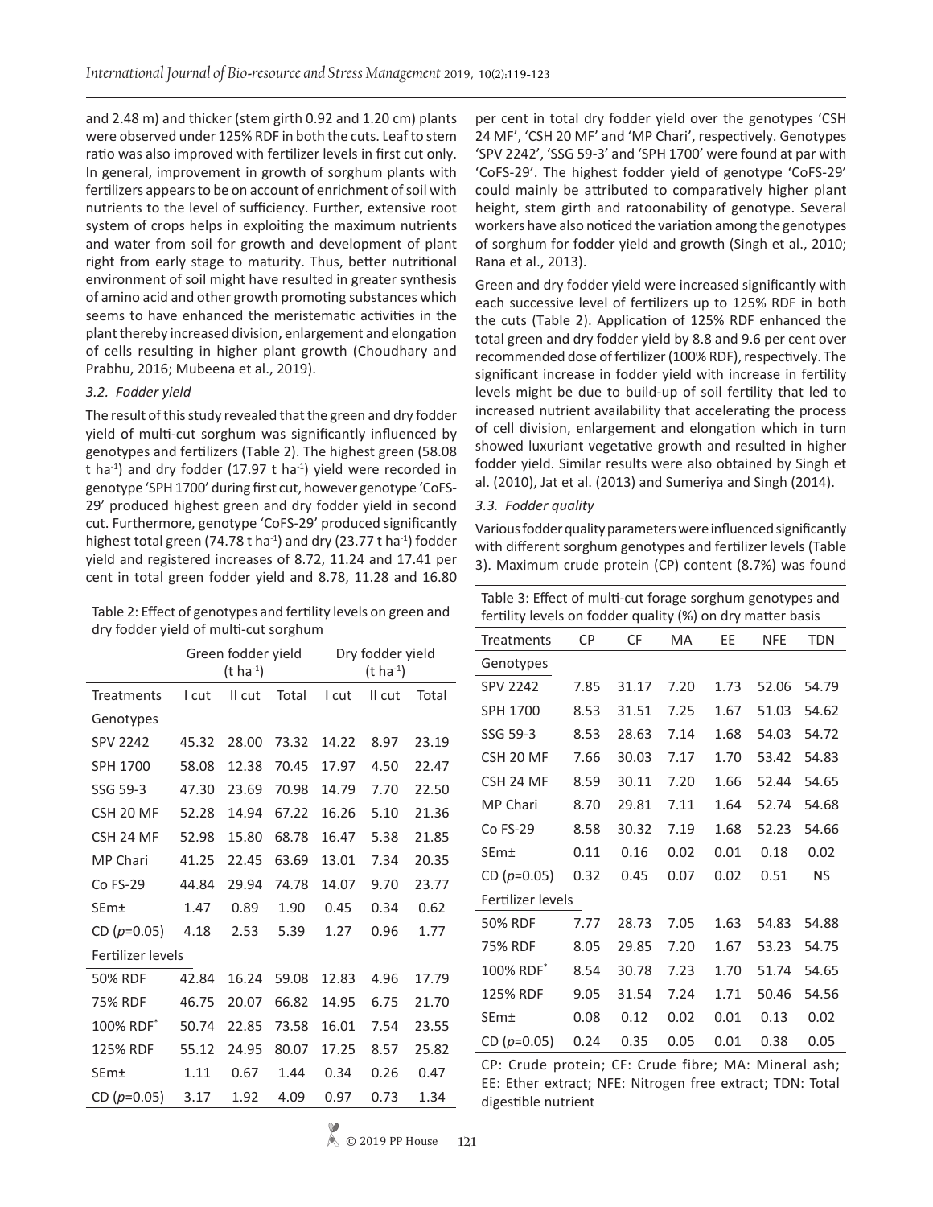and 2.48 m) and thicker (stem girth 0.92 and 1.20 cm) plants were observed under 125% RDF in both the cuts. Leaf to stem ratio was also improved with fertilizer levels in first cut only. In general, improvement in growth of sorghum plants with fertilizers appears to be on account of enrichment of soil with nutrients to the level of sufficiency. Further, extensive root system of crops helps in exploiting the maximum nutrients and water from soil for growth and development of plant right from early stage to maturity. Thus, better nutritional environment of soil might have resulted in greater synthesis of amino acid and other growth promoting substances which seems to have enhanced the meristematic activities in the plant thereby increased division, enlargement and elongation of cells resulting in higher plant growth (Choudhary and Prabhu, 2016; Mubeena et al., 2019).

### *3.2. Fodder yield*

The result of this study revealed that the green and dry fodder yield of multi-cut sorghum was significantly influenced by genotypes and fertilizers (Table 2). The highest green (58.08 t ha$^{-1}$) and dry fodder (17.97 t ha$^{-1}$) yield were recorded in genotype 'SPH 1700' during first cut, however genotype 'CoFS-29' produced highest green and dry fodder yield in second cut. Furthermore, genotype 'CoFS-29' produced significantly highest total green (74.78 t ha$^{-1}$) and dry (23.77 t ha$^{-1}$) fodder yield and registered increases of 8.72, 11.24 and 17.41 per cent in total green fodder yield and 8.78, 11.28 and 16.80 per cent in total dry fodder yield over the genotypes 'CSH 24 MF', 'CSH 20 MF' and 'MP Chari', respectively. Genotypes 'SPV 2242', 'SSG 59-3' and 'SPH 1700' were found at par with 'CoFS-29'. The highest fodder yield of genotype 'CoFS-29' could mainly be attributed to comparatively higher plant height, stem girth and ratoonability of genotype. Several workers have also noticed the variation among the genotypes of sorghum for fodder yield and growth (Singh et al., 2010; Rana et al., 2013).

Table 2: Effect of genotypes and fertility levels on green and dry fodder yield of multi-cut sorghum

| | Green fodder yield (t ha$^{-1}$) | | | Dry fodder yield (t ha$^{-1}$) | | |
|---|---|---|---|---|---|---|
| Treatments | I cut | II cut | Total | I cut | II cut | Total |
| Genotypes | | | | | | |
| SPV 2242 | 45.32 | 28.00 | 73.32 | 14.22 | 8.97 | 23.19 |
| SPH 1700 | 58.08 | 12.38 | 70.45 | 17.97 | 4.50 | 22.47 |
| SSG 59-3 | 47.30 | 23.69 | 70.98 | 14.79 | 7.70 | 22.50 |
| CSH 20 MF | 52.28 | 14.94 | 67.22 | 16.26 | 5.10 | 21.36 |
| CSH 24 MF | 52.98 | 15.80 | 68.78 | 16.47 | 5.38 | 21.85 |
| MP Chari | 41.25 | 22.45 | 63.69 | 13.01 | 7.34 | 20.35 |
| Co FS-29 | 44.84 | 29.94 | 74.78 | 14.07 | 9.70 | 23.77 |
| SEm± | 1.47 | 0.89 | 1.90 | 0.45 | 0.34 | 0.62 |
| CD ($p$=0.05) | 4.18 | 2.53 | 5.39 | 1.27 | 0.96 | 1.77 |
| Fertilizer levels | | | | | | |
| 50% RDF | 42.84 | 16.24 | 59.08 | 12.83 | 4.96 | 17.79 |
| 75% RDF | 46.75 | 20.07 | 66.82 | 14.95 | 6.75 | 21.70 |
| 100% RDF* | 50.74 | 22.85 | 73.58 | 16.01 | 7.54 | 23.55 |
| 125% RDF | 55.12 | 24.95 | 80.07 | 17.25 | 8.57 | 25.82 |
| SEm± | 1.11 | 0.67 | 1.44 | 0.34 | 0.26 | 0.47 |
| CD ($p$=0.05) | 3.17 | 1.92 | 4.09 | 0.97 | 0.73 | 1.34 |

Green and dry fodder yield were increased significantly with each successive level of fertilizers up to 125% RDF in both the cuts (Table 2). Application of 125% RDF enhanced the total green and dry fodder yield by 8.8 and 9.6 per cent over recommended dose of fertilizer (100% RDF), respectively. The significant increase in fodder yield with increase in fertility levels might be due to build-up of soil fertility that led to increased nutrient availability that accelerating the process of cell division, enlargement and elongation which in turn showed luxuriant vegetative growth and resulted in higher fodder yield. Similar results were also obtained by Singh et al. (2010), Jat et al. (2013) and Sumeriya and Singh (2014).

### *3.3. Fodder quality*

Various fodder quality parameters were influenced significantly with different sorghum genotypes and fertilizer levels (Table 3). Maximum crude protein (CP) content (8.7%) was found

Table 3: Effect of multi-cut forage sorghum genotypes and fertility levels on fodder quality (%) on dry matter basis

| Treatments | CP | CF | MA | EE | NFE | TDN |
|---|---|---|---|---|---|---|
| Genotypes | | | | | | |
| SPV 2242 | 7.85 | 31.17 | 7.20 | 1.73 | 52.06 | 54.79 |
| SPH 1700 | 8.53 | 31.51 | 7.25 | 1.67 | 51.03 | 54.62 |
| SSG 59-3 | 8.53 | 28.63 | 7.14 | 1.68 | 54.03 | 54.72 |
| CSH 20 MF | 7.66 | 30.03 | 7.17 | 1.70 | 53.42 | 54.83 |
| CSH 24 MF | 8.59 | 30.11 | 7.20 | 1.66 | 52.44 | 54.65 |
| MP Chari | 8.70 | 29.81 | 7.11 | 1.64 | 52.74 | 54.68 |
| Co FS-29 | 8.58 | 30.32 | 7.19 | 1.68 | 52.23 | 54.66 |
| SEm± | 0.11 | 0.16 | 0.02 | 0.01 | 0.18 | 0.02 |
| CD ($p$=0.05) | 0.32 | 0.45 | 0.07 | 0.02 | 0.51 | NS |
| Fertilizer levels | | | | | | |
| 50% RDF | 7.77 | 28.73 | 7.05 | 1.63 | 54.83 | 54.88 |
| 75% RDF | 8.05 | 29.85 | 7.20 | 1.67 | 53.23 | 54.75 |
| 100% RDF* | 8.54 | 30.78 | 7.23 | 1.70 | 51.74 | 54.65 |
| 125% RDF | 9.05 | 31.54 | 7.24 | 1.71 | 50.46 | 54.56 |
| SEm± | 0.08 | 0.12 | 0.02 | 0.01 | 0.13 | 0.02 |
| CD ($p$=0.05) | 0.24 | 0.35 | 0.05 | 0.01 | 0.38 | 0.05 |

CP: Crude protein; CF: Crude fibre; MA: Mineral ash; EE: Ether extract; NFE: Nitrogen free extract; TDN: Total digestible nutrient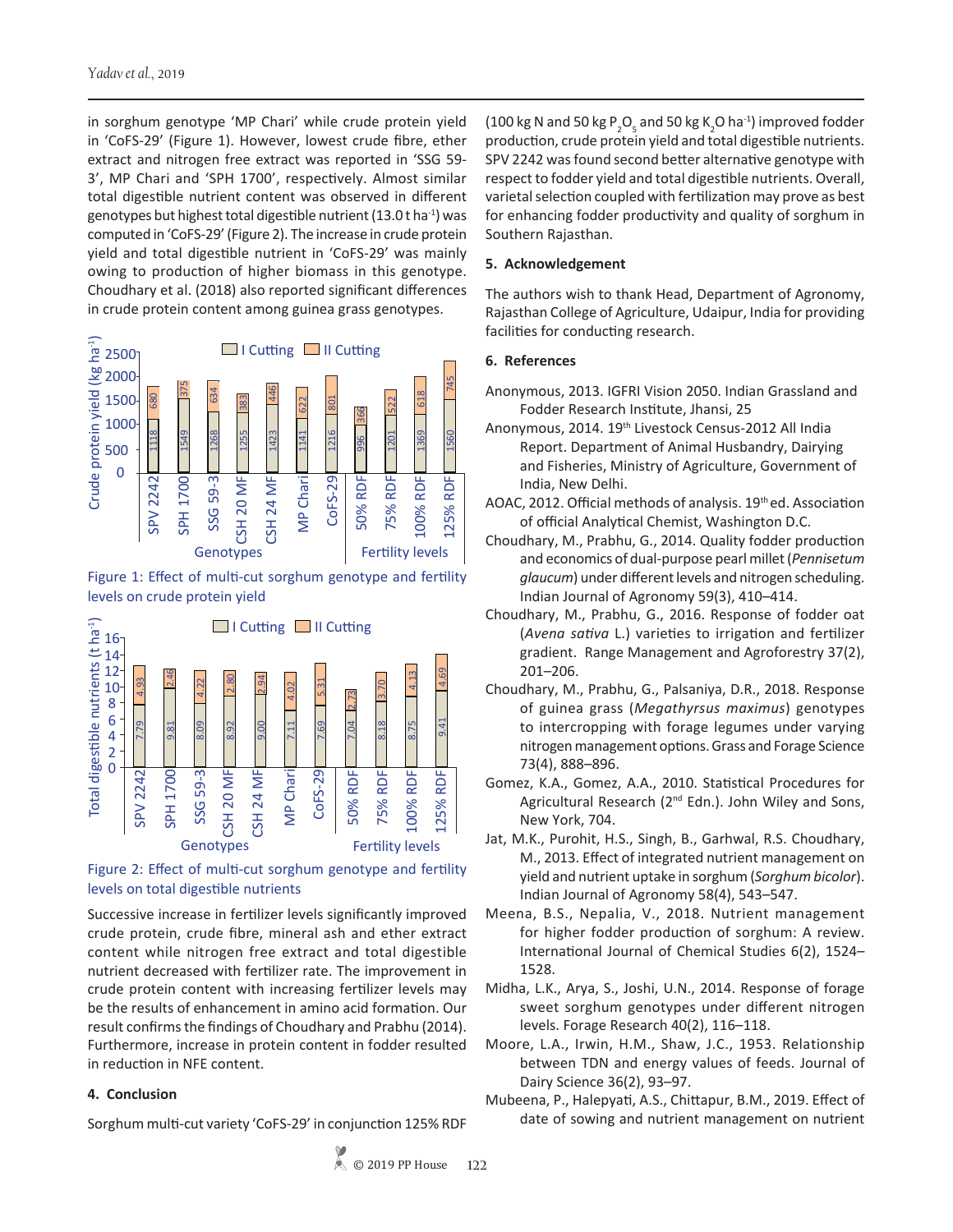in sorghum genotype 'MP Chari' while crude protein yield in 'CoFS-29' (Figure 1). However, lowest crude fibre, ether extract and nitrogen free extract was reported in 'SSG 59-3', MP Chari and 'SPH 1700', respectively. Almost similar total digestible nutrient content was observed in different genotypes but highest total digestible nutrient (13.0 t ha$^{-1}$) was computed in 'CoFS-29' (Figure 2). The increase in crude protein yield and total digestible nutrient in 'CoFS-29' was mainly owing to production of higher biomass in this genotype. Choudhary et al. (2018) also reported significant differences in crude protein content among guinea grass genotypes.

Figure 1: Effect of multi-cut sorghum genotype and fertility levels on crude protein yield

Figure 2: Effect of multi-cut sorghum genotype and fertility levels on total digestible nutrients

Successive increase in fertilizer levels significantly improved crude protein, crude fibre, mineral ash and ether extract content while nitrogen free extract and total digestible nutrient decreased with fertilizer rate. The improvement in crude protein content with increasing fertilizer levels may be the results of enhancement in amino acid formation. Our result confirms the findings of Choudhary and Prabhu (2014). Furthermore, increase in protein content in fodder resulted in reduction in NFE content.

## 4. Conclusion

Sorghum multi-cut variety 'CoFS-29' in conjunction 125% RDF (100 kg N and 50 kg $P_2O_5$ and 50 kg $K_2O$ ha$^{-1}$) improved fodder production, crude protein yield and total digestible nutrients. SPV 2242 was found second better alternative genotype with respect to fodder yield and total digestible nutrients. Overall, varietal selection coupled with fertilization may prove as best for enhancing fodder productivity and quality of sorghum in Southern Rajasthan.

## 5. Acknowledgement

The authors wish to thank Head, Department of Agronomy, Rajasthan College of Agriculture, Udaipur, India for providing facilities for conducting research.

## 6. References

Anonymous, 2013. IGFRI Vision 2050. Indian Grassland and Fodder Research Institute, Jhansi, 25

Anonymous, 2014. 19th Livestock Census-2012 All India Report. Department of Animal Husbandry, Dairying and Fisheries, Ministry of Agriculture, Government of India, New Delhi.

AOAC, 2012. Official methods of analysis. 19th ed. Association of official Analytical Chemist, Washington D.C.

Choudhary, M., Prabhu, G., 2014. Quality fodder production and economics of dual-purpose pearl millet (*Pennisetum glaucum*) under different levels and nitrogen scheduling. Indian Journal of Agronomy 59(3), 410–414.

Choudhary, M., Prabhu, G., 2016. Response of fodder oat (*Avena sativa* L.) varieties to irrigation and fertilizer gradient. Range Management and Agroforestry 37(2), 201–206.

Choudhary, M., Prabhu, G., Palsaniya, D.R., 2018. Response of guinea grass (*Megathyrsus maximus*) genotypes to intercropping with forage legumes under varying nitrogen management options. Grass and Forage Science 73(4), 888–896.

Gomez, K.A., Gomez, A.A., 2010. Statistical Procedures for Agricultural Research (2nd Edn.). John Wiley and Sons, New York, 704.

Jat, M.K., Purohit, H.S., Singh, B., Garhwal, R.S. Choudhary, M., 2013. Effect of integrated nutrient management on yield and nutrient uptake in sorghum (*Sorghum bicolor*). Indian Journal of Agronomy 58(4), 543–547.

Meena, B.S., Nepalia, V., 2018. Nutrient management for higher fodder production of sorghum: A review. International Journal of Chemical Studies 6(2), 1524–1528.

Midha, L.K., Arya, S., Joshi, U.N., 2014. Response of forage sweet sorghum genotypes under different nitrogen levels. Forage Research 40(2), 116–118.

Moore, L.A., Irwin, H.M., Shaw, J.C., 1953. Relationship between TDN and energy values of feeds. Journal of Dairy Science 36(2), 93–97.

Mubeena, P., Halepyati, A.S., Chittapur, B.M., 2019. Effect of date of sowing and nutrient management on nutrient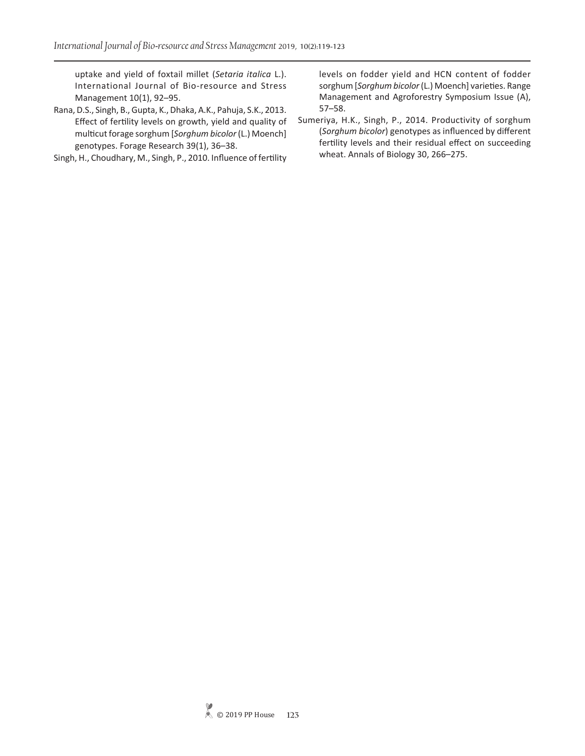uptake and yield of foxtail millet (*Setaria italica* L.). International Journal of Bio-resource and Stress Management 10(1), 92–95.

Rana, D.S., Singh, B., Gupta, K., Dhaka, A.K., Pahuja, S.K., 2013. Effect of fertility levels on growth, yield and quality of multicut forage sorghum [*Sorghum bicolor* (L.) Moench] genotypes. Forage Research 39(1), 36–38.

Singh, H., Choudhary, M., Singh, P., 2010. Influence of fertility levels on fodder yield and HCN content of fodder sorghum [*Sorghum bicolor* (L.) Moench] varieties. Range Management and Agroforestry Symposium Issue (A), 57–58.

Sumeriya, H.K., Singh, P., 2014. Productivity of sorghum (*Sorghum bicolor*) genotypes as influenced by different fertility levels and their residual effect on succeeding wheat. Annals of Biology 30, 266–275.